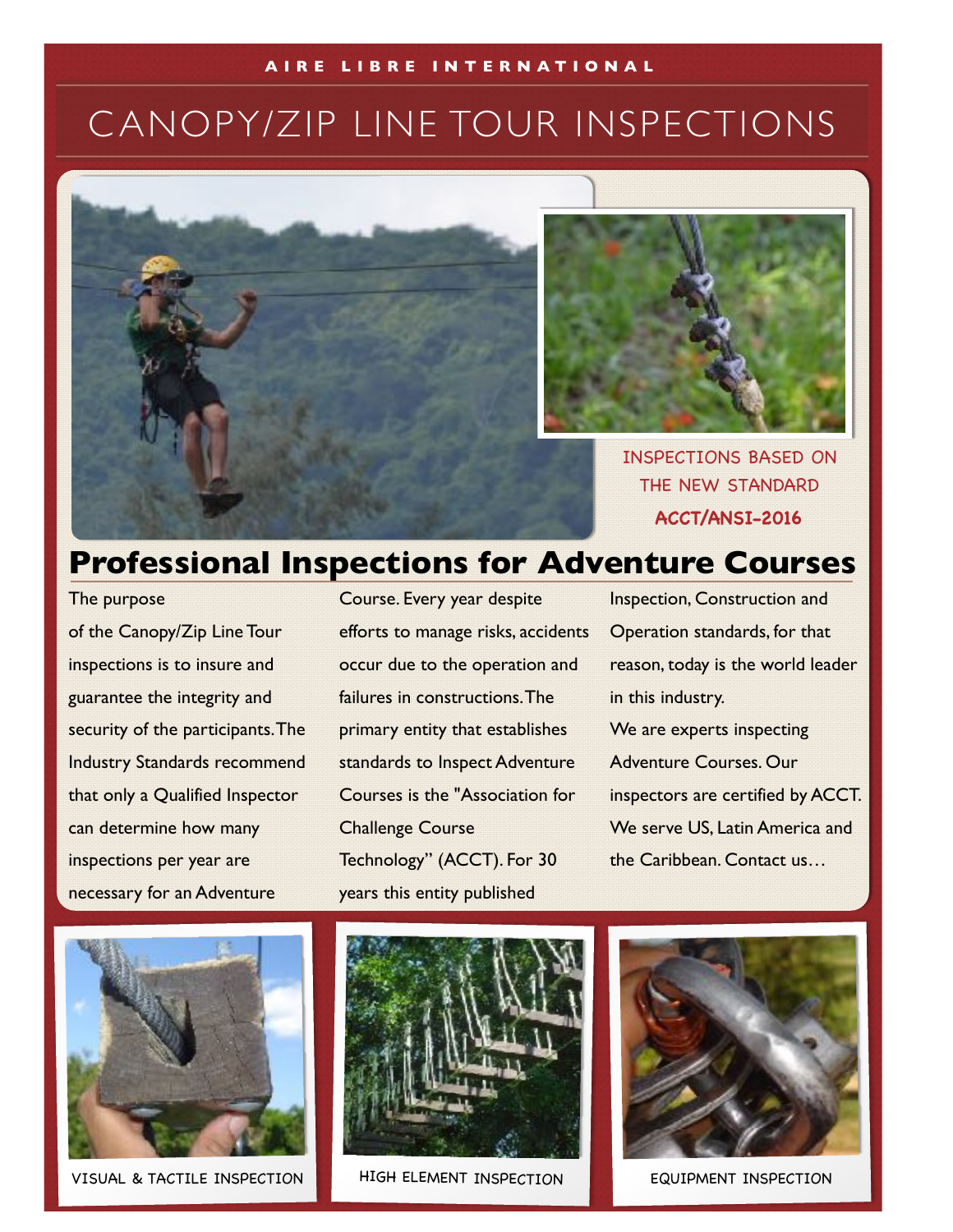AIRE LIBRE INTERNATIONAL

# CANOPY/ZIP LINE TOUR INSPECTIONS

INSPECTIONS BASED ON THE NEW STANDARD **ACCT/ANSI-2016**

## Professional Inspections for Adventure Courses

The purpose of the Canopy/Zip Line Tour inspections is to insure and guarantee the integrity and security of the participants. The Industry Standards recommend that only a Qualified Inspector can determine how many inspections per year are necessary for an Adventure Course. Every year despite efforts to manage risks, accidents occur due to the operation and failures in constructions. The primary entity that establishes standards to Inspect Adventure Courses is the "Association for Challenge Course Technology" (ACCT). For 30 years this entity published Inspection, Construction and Operation standards, for that reason, today is the world leader in this industry.

We are experts inspecting Adventure Courses. Our inspectors are certified by ACCT. We serve US, Latin America and the Caribbean. Contact us…

VISUAL & TACTILE INSPECTION

HIGH ELEMENT INSPECTION

EQUIPMENT INSPECTION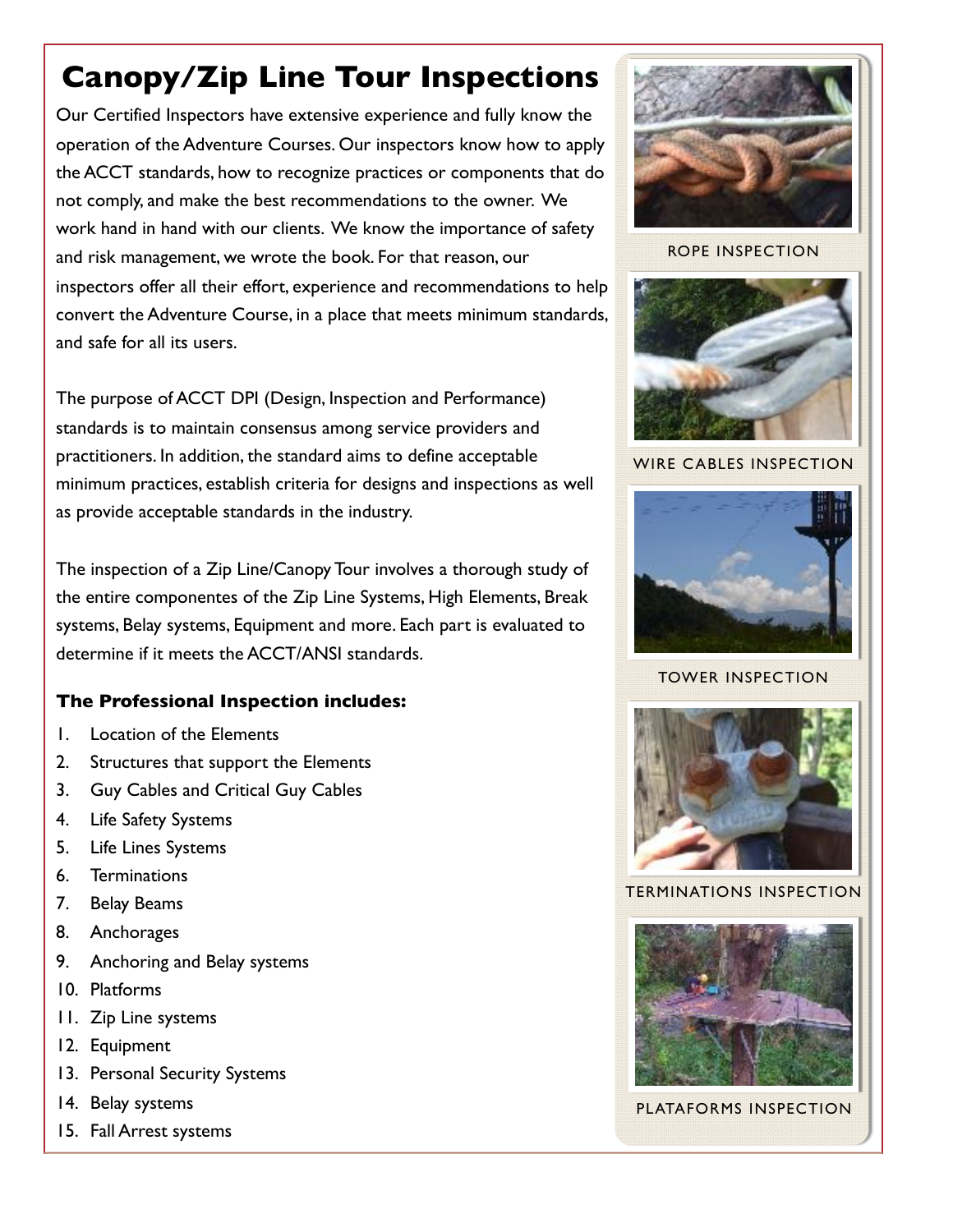# Canopy/Zip Line Tour Inspections

Our Certified Inspectors have extensive experience and fully know the operation of the Adventure Courses. Our inspectors know how to apply the ACCT standards, how to recognize practices or components that do not comply, and make the best recommendations to the owner. We work hand in hand with our clients. We know the importance of safety and risk management, we wrote the book. For that reason, our inspectors offer all their effort, experience and recommendations to help convert the Adventure Course, in a place that meets minimum standards, and safe for all its users.

The purpose of ACCT DPI (Design, Inspection and Performance) standards is to maintain consensus among service providers and practitioners. In addition, the standard aims to define acceptable minimum practices, establish criteria for designs and inspections as well as provide acceptable standards in the industry.

The inspection of a Zip Line/Canopy Tour involves a thorough study of the entire componentes of the Zip Line Systems, High Elements, Break systems, Belay systems, Equipment and more. Each part is evaluated to determine if it meets the ACCT/ANSI standards.

**The Professional Inspection includes:**

1. Location of the Elements
2. Structures that support the Elements
3. Guy Cables and Critical Guy Cables
4. Life Safety Systems
5. Life Lines Systems
6. Terminations
7. Belay Beams
8. Anchorages
9. Anchoring and Belay systems
10. Platforms
11. Zip Line systems
12. Equipment
13. Personal Security Systems
14. Belay systems
15. Fall Arrest systems

ROPE INSPECTION

WIRE CABLES INSPECTION

TOWER INSPECTION

TERMINATIONS INSPECTION

PLATAFORMS INSPECTION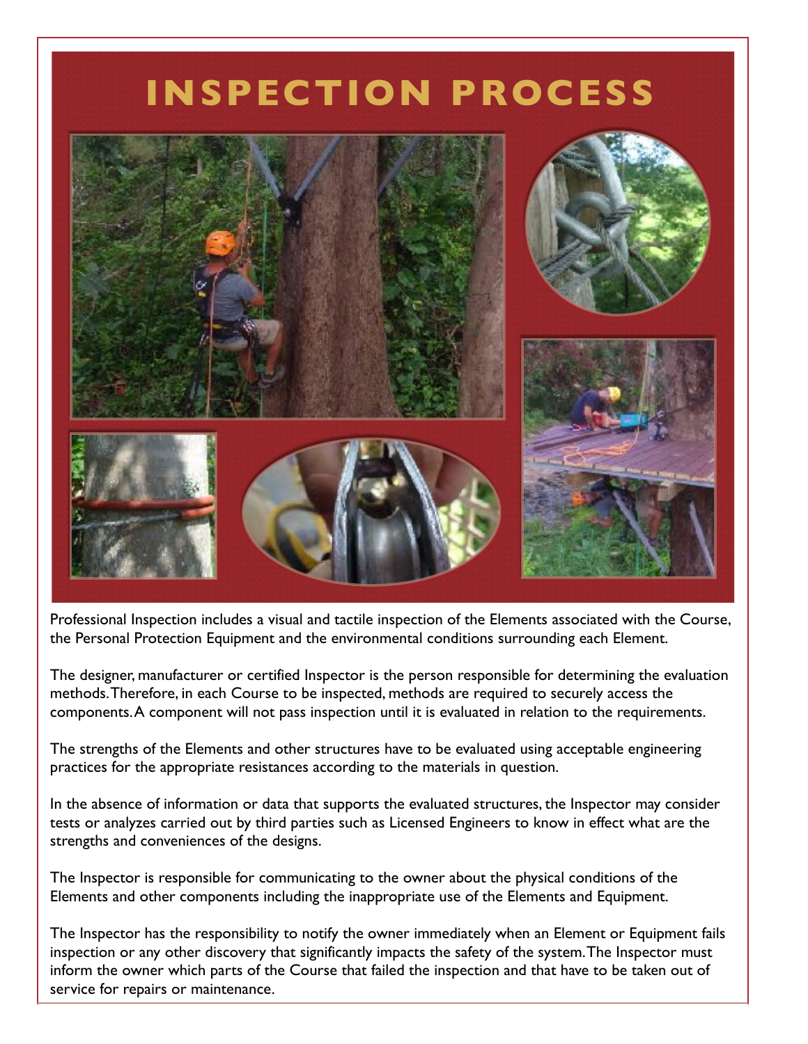# INSPECTION PROCESS

Professional Inspection includes a visual and tactile inspection of the Elements associated with the Course, the Personal Protection Equipment and the environmental conditions surrounding each Element.

The designer, manufacturer or certified Inspector is the person responsible for determining the evaluation methods. Therefore, in each Course to be inspected, methods are required to securely access the components. A component will not pass inspection until it is evaluated in relation to the requirements.

The strengths of the Elements and other structures have to be evaluated using acceptable engineering practices for the appropriate resistances according to the materials in question.

In the absence of information or data that supports the evaluated structures, the Inspector may consider tests or analyzes carried out by third parties such as Licensed Engineers to know in effect what are the strengths and conveniences of the designs.

The Inspector is responsible for communicating to the owner about the physical conditions of the Elements and other components including the inappropriate use of the Elements and Equipment.

The Inspector has the responsibility to notify the owner immediately when an Element or Equipment fails inspection or any other discovery that significantly impacts the safety of the system. The Inspector must inform the owner which parts of the Course that failed the inspection and that have to be taken out of service for repairs or maintenance.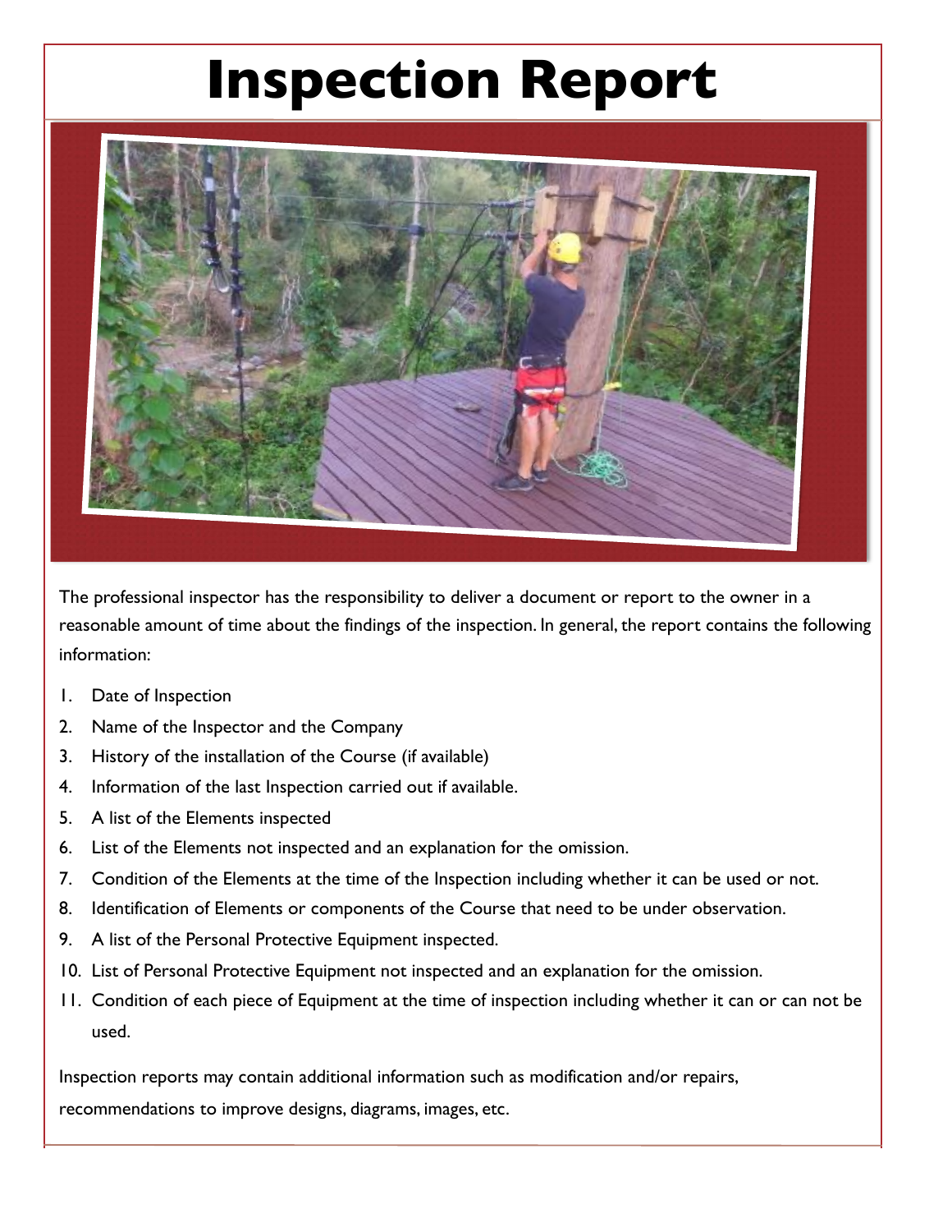# Inspection Report

The professional inspector has the responsibility to deliver a document or report to the owner in a reasonable amount of time about the findings of the inspection. In general, the report contains the following information:

1. Date of Inspection
2. Name of the Inspector and the Company
3. History of the installation of the Course (if available)
4. Information of the last Inspection carried out if available.
5. A list of the Elements inspected
6. List of the Elements not inspected and an explanation for the omission.
7. Condition of the Elements at the time of the Inspection including whether it can be used or not.
8. Identification of Elements or components of the Course that need to be under observation.
9. A list of the Personal Protective Equipment inspected.
10. List of Personal Protective Equipment not inspected and an explanation for the omission.
11. Condition of each piece of Equipment at the time of inspection including whether it can or can not be used.

Inspection reports may contain additional information such as modification and/or repairs, recommendations to improve designs, diagrams, images, etc.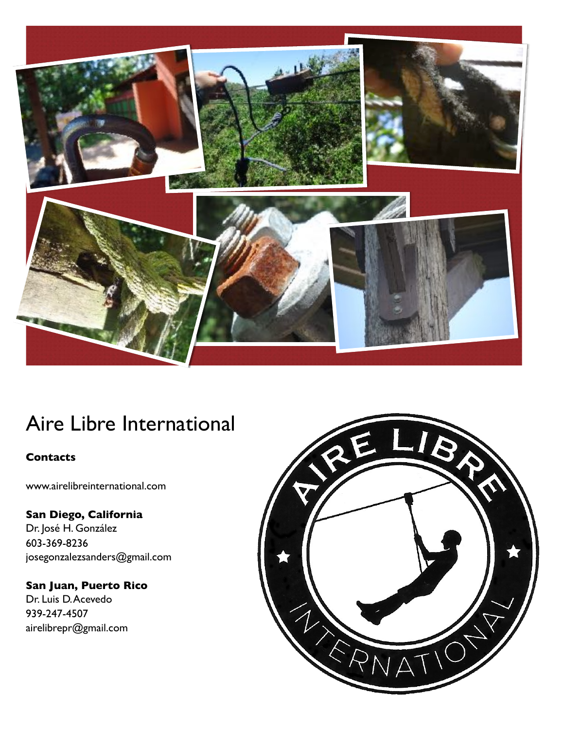# Aire Libre International

**Contacts**

www.airelibreinternational.com

**San Diego, California**
Dr. José H. González
603-369-8236
josegonzalezsanders@gmail.com

**San Juan, Puerto Rico**
Dr. Luis D. Acevedo
939-247-4507
airelibrepr@gmail.com